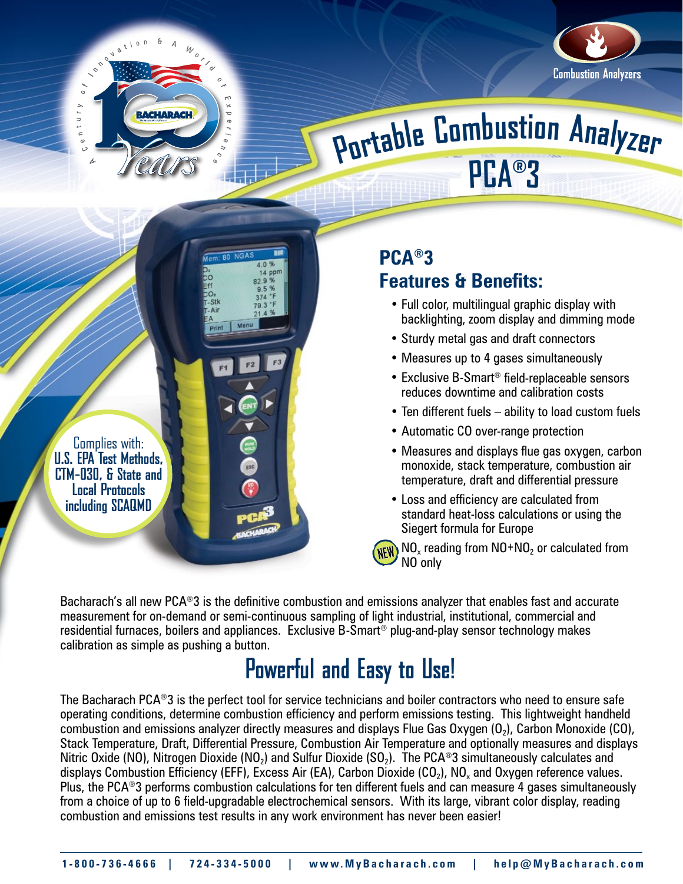A Century of Innovation & A World of Experience

BACHARACH 100 Years

Combustion Analyzers

# Portable Combustion Analyzer PCA®3

Complies with: U.S. EPA Test Methods, CTM-030, & State and Local Protocols including SCAQMD

## PCA®3 Features & Benefits:

- Full color, multilingual graphic display with backlighting, zoom display and dimming mode
- Sturdy metal gas and draft connectors
- Measures up to 4 gases simultaneously
- Exclusive B-Smart® field-replaceable sensors reduces downtime and calibration costs
- Ten different fuels – ability to load custom fuels
- Automatic CO over-range protection
- Measures and displays flue gas oxygen, carbon monoxide, stack temperature, combustion air temperature, draft and differential pressure
- Loss and efficiency are calculated from standard heat-loss calculations or using the Siegert formula for Europe
- NEW $NO_x$ reading from $NO+NO_2$ or calculated from NO only

Bacharach's all new PCA®3 is the definitive combustion and emissions analyzer that enables fast and accurate measurement for on-demand or semi-continuous sampling of light industrial, institutional, commercial and residential furnaces, boilers and appliances. Exclusive B-Smart® plug-and-play sensor technology makes calibration as simple as pushing a button.

## Powerful and Easy to Use!

The Bacharach PCA®3 is the perfect tool for service technicians and boiler contractors who need to ensure safe operating conditions, determine combustion efficiency and perform emissions testing. This lightweight handheld combustion and emissions analyzer directly measures and displays Flue Gas Oxygen ($O_2$), Carbon Monoxide (CO), Stack Temperature, Draft, Differential Pressure, Combustion Air Temperature and optionally measures and displays Nitric Oxide (NO), Nitrogen Dioxide ($NO_2$) and Sulfur Dioxide ($SO_2$). The PCA®3 simultaneously calculates and displays Combustion Efficiency (EFF), Excess Air (EA), Carbon Dioxide ($CO_2$), $NO_x$ and Oxygen reference values. Plus, the PCA®3 performs combustion calculations for ten different fuels and can measure 4 gases simultaneously from a choice of up to 6 field-upgradable electrochemical sensors. With its large, vibrant color display, reading combustion and emissions test results in any work environment has never been easier!

1-800-736-4666 | 724-334-5000 | www.MyBacharach.com | help@MyBacharach.com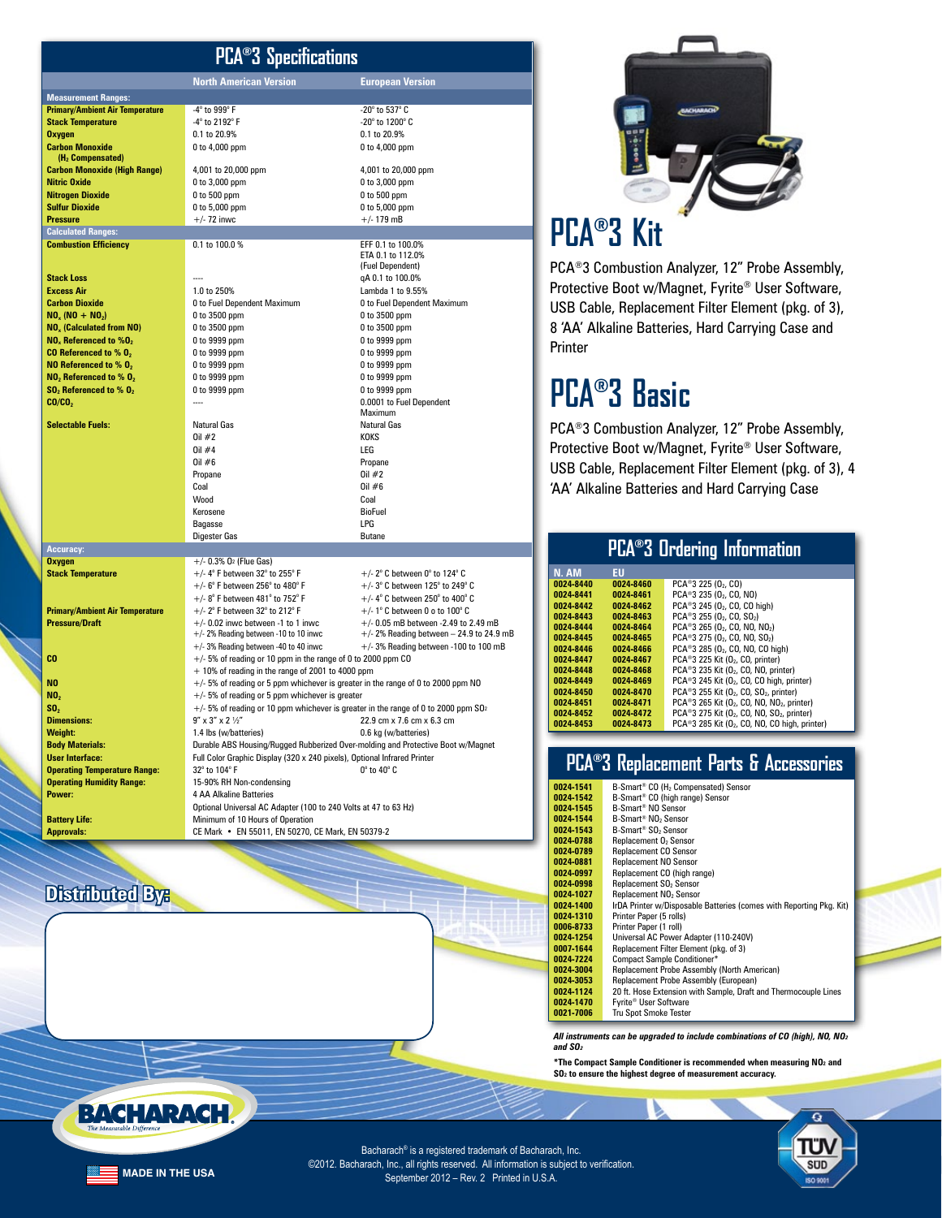## PCA®3 Specifications

| | North American Version | European Version |
|---|---|---|
| **Measurement Ranges:** | | |
| **Primary/Ambient Air Temperature** | -4° to 999° F | -20° to 537° C |
| **Stack Temperature** | -4° to 2192° F | -20° to 1200° C |
| **Oxygen** | 0.1 to 20.9% | 0.1 to 20.9% |
| **Carbon Monoxide ($H_2$ Compensated)** | 0 to 4,000 ppm | 0 to 4,000 ppm |
| **Carbon Monoxide (High Range)** | 4,001 to 20,000 ppm | 4,001 to 20,000 ppm |
| **Nitric Oxide** | 0 to 3,000 ppm | 0 to 3,000 ppm |
| **Nitrogen Dioxide** | 0 to 500 ppm | 0 to 500 ppm |
| **Sulfur Dioxide** | 0 to 5,000 ppm | 0 to 5,000 ppm |
| **Pressure** | +/- 72 inwc | +/- 179 mB |
| **Calculated Ranges:** | | |
| **Combustion Efficiency** | 0.1 to 100.0 % | EFF 0.1 to 100.0%<br>ETA 0.1 to 112.0%<br>(Fuel Dependent) |
| **Stack Loss** | ---- | qA 0.1 to 100.0% |
| **Excess Air** | 1.0 to 250% | Lambda 1 to 9.55% |
| **Carbon Dioxide** | 0 to Fuel Dependent Maximum | 0 to Fuel Dependent Maximum |
| **$NO_x$ ($NO + NO_2$)** | 0 to 3500 ppm | 0 to 3500 ppm |
| **$NO_x$ (Calculated from NO)** | 0 to 3500 ppm | 0 to 3500 ppm |
| **$NO_x$ Referenced to $\%O_2$** | 0 to 9999 ppm | 0 to 9999 ppm |
| **CO Referenced to % $O_2$** | 0 to 9999 ppm | 0 to 9999 ppm |
| **NO Referenced to % $O_2$** | 0 to 9999 ppm | 0 to 9999 ppm |
| **$NO_2$ Referenced to % $O_2$** | 0 to 9999 ppm | 0 to 9999 ppm |
| **$SO_2$ Referenced to % $O_2$** | 0 to 9999 ppm | 0 to 9999 ppm |
| **$CO/CO_2$** | ---- | 0.0001 to Fuel Dependent Maximum |
| **Selectable Fuels:** | Natural Gas<br>Oil #2<br>Oil #4<br>Oil #6<br>Propane<br>Coal<br>Wood<br>Kerosene<br>Bagasse<br>Digester Gas | Natural Gas<br>KOKS<br>LEG<br>Propane<br>Oil #2<br>Oil #6<br>Coal<br>BioFuel<br>LPG<br>Butane |
| **Accuracy:** | | |
| **Oxygen** | +/- 0.3% $O_2$ (Flue Gas) | |
| **Stack Temperature** | +/- 4° F between 32° to 255° F<br>+/- 6° F between 256° to 480° F<br>+/- 8° F between 481° to 752° F | +/- 2° C between 0° to 124° C<br>+/- 3° C between 125° to 249° C<br>+/- 4° C between 250° to 400° C |
| **Primary/Ambient Air Temperature** | +/- 2° F between 32° to 212° F | +/- 1° C between 0 o to 100° C |
| **Pressure/Draft** | +/- 0.02 inwc between -1 to 1 inwc<br>+/- 2% Reading between -10 to 10 inwc<br>+/- 3% Reading between -40 to 40 inwc | +/- 0.05 mB between -2.49 to 2.49 mB<br>+/- 2% Reading between – 24.9 to 24.9 mB<br>+/- 3% Reading between -100 to 100 mB |
| **CO** | +/- 5% of reading or 10 ppm in the range of 0 to 2000 ppm CO<br>+ 10% of reading in the range of 2001 to 4000 ppm | |
| **NO** | +/- 5% of reading or 5 ppm whichever is greater in the range of 0 to 2000 ppm NO | |
| **$NO_2$** | +/- 5% of reading or 5 ppm whichever is greater | |
| **$SO_2$** | +/- 5% of reading or 10 ppm whichever is greater in the range of 0 to 2000 ppm $SO_2$ | |
| **Dimensions:** | 9" x 3" x 2 ½" | 22.9 cm x 7.6 cm x 6.3 cm |
| **Weight:** | 1.4 lbs (w/batteries) | 0.6 kg (w/batteries) |
| **Body Materials:** | Durable ABS Housing/Rugged Rubberized Over-molding and Protective Boot w/Magnet | |
| **User Interface:** | Full Color Graphic Display (320 x 240 pixels), Optional Infrared Printer | |
| **Operating Temperature Range:** | 32° to 104° F | 0° to 40° C |
| **Operating Humidity Range:** | 15-90% RH Non-condensing | |
| **Power:** | 4 AA Alkaline Batteries<br>Optional Universal AC Adapter (100 to 240 Volts at 47 to 63 Hz) | |
| **Battery Life:** | Minimum of 10 Hours of Operation | |
| **Approvals:** | CE Mark • EN 55011, EN 50270, CE Mark, EN 50379-2 | |

**Distributed By:**

# PCA®3 Kit

PCA®3 Combustion Analyzer, 12" Probe Assembly, Protective Boot w/Magnet, Fyrite® User Software, USB Cable, Replacement Filter Element (pkg. of 3), 8 'AA' Alkaline Batteries, Hard Carrying Case and Printer

# PCA®3 Basic

PCA®3 Combustion Analyzer, 12" Probe Assembly, Protective Boot w/Magnet, Fyrite® User Software, USB Cable, Replacement Filter Element (pkg. of 3), 4 'AA' Alkaline Batteries and Hard Carrying Case

## PCA®3 Ordering Information

| N. AM | EU | |
|---|---|---|
| 0024-8440 | 0024-8460 | PCA®3 225 ($O_2$, CO) |
| 0024-8441 | 0024-8461 | PCA®3 235 ($O_2$, CO, NO) |
| 0024-8442 | 0024-8462 | PCA®3 245 ($O_2$, CO, CO high) |
| 0024-8443 | 0024-8463 | PCA®3 255 ($O_2$, CO, $SO_2$) |
| 0024-8444 | 0024-8464 | PCA®3 265 ($O_2$, CO, NO, $NO_2$) |
| 0024-8445 | 0024-8465 | PCA®3 275 ($O_2$, CO, NO, $SO_2$) |
| 0024-8446 | 0024-8466 | PCA®3 285 ($O_2$, CO, NO, CO high) |
| 0024-8447 | 0024-8467 | PCA®3 225 Kit ($O_2$, CO, printer) |
| 0024-8448 | 0024-8468 | PCA®3 235 Kit ($O_2$, CO, NO, printer) |
| 0024-8449 | 0024-8469 | PCA®3 245 Kit ($O_2$, CO, CO high, printer) |
| 0024-8450 | 0024-8470 | PCA®3 255 Kit ($O_2$, CO, $SO_2$, printer) |
| 0024-8451 | 0024-8471 | PCA®3 265 Kit ($O_2$, CO, NO, $NO_2$, printer) |
| 0024-8452 | 0024-8472 | PCA®3 275 Kit ($O_2$, CO, NO, $SO_2$, printer) |
| 0024-8453 | 0024-8473 | PCA®3 285 Kit ($O_2$, CO, NO, CO high, printer) |

## PCA®3 Replacement Parts & Accessories

| | |
|---|---|
| 0024-1541 | B-Smart® CO ($H_2$ Compensated) Sensor |
| 0024-1542 | B-Smart® CO (high range) Sensor |
| 0024-1545 | B-Smart® NO Sensor |
| 0024-1544 | B-Smart® $NO_2$ Sensor |
| 0024-1543 | B-Smart® $SO_2$ Sensor |
| 0024-0788 | Replacement $O_2$ Sensor |
| 0024-0789 | Replacement CO Sensor |
| 0024-0881 | Replacement NO Sensor |
| 0024-0997 | Replacement CO (high range) |
| 0024-0998 | Replacement $SO_2$ Sensor |
| 0024-1027 | Replacement $NO_2$ Sensor |
| 0024-1400 | IrDA Printer w/Disposable Batteries (comes with Reporting Pkg. Kit) |
| 0024-1310 | Printer Paper (5 rolls) |
| 0006-8733 | Printer Paper (1 roll) |
| 0024-1254 | Universal AC Power Adapter (110-240V) |
| 0007-1644 | Replacement Filter Element (pkg. of 3) |
| 0024-7224 | Compact Sample Conditioner* |
| 0024-3004 | Replacement Probe Assembly (North American) |
| 0024-3053 | Replacement Probe Assembly (European) |
| 0024-1124 | 20 ft. Hose Extension with Sample, Draft and Thermocouple Lines |
| 0024-1470 | Fyrite® User Software |
| 0021-7006 | Tru Spot Smoke Tester |

***All instruments can be upgraded to include combinations of CO (high), NO, $NO_2$ and $SO_2$***

***The Compact Sample Conditioner is recommended when measuring $NO_2$ and $SO_2$ to ensure the highest degree of measurement accuracy.**

BACHARACH — The Measurable Difference

MADE IN THE USA

Bacharach® is a registered trademark of Bacharach, Inc.
©2012. Bacharach, Inc., all rights reserved. All information is subject to verification.
September 2012 – Rev. 2 Printed in U.S.A.

TÜV SÜD ISO 9001